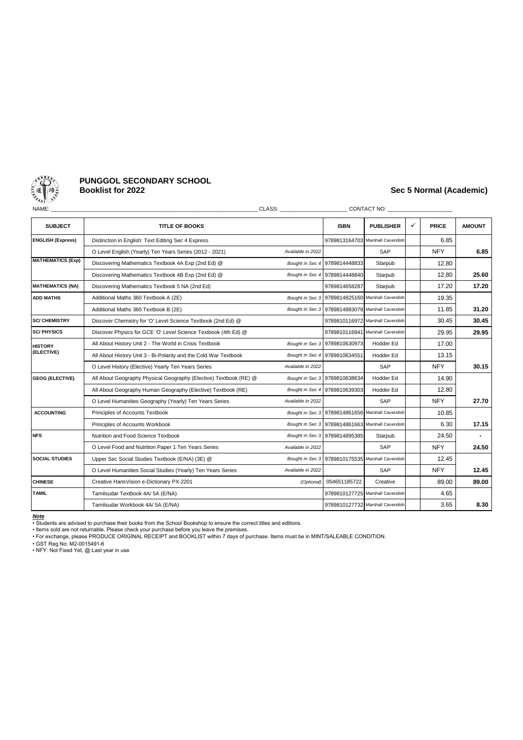# PUNGGOL SECONDARY SCHOOL

## Booklist for 2022

## Sec 5 Normal (Academic)

NAME: ____________________ CLASS: ____________________ CONTACT NO: ____________________

| SUBJECT | TITLE OF BOOKS | | ISBN | PUBLISHER | ✓ | PRICE | AMOUNT |
|---|---|---|---|---|---|---|---|
| **ENGLISH (Express)** | Distinction in English: Text Editing Sec 4 Express | | 9789813164703 | Marshall Cavendish | | 6.85 | |
| | O Level English (Yearly) Ten Years Series (2012 - 2021) | *Available in 2022* | | SAP | | NFY | **6.85** |
| **MATHEMATICS (Exp)** | Discovering Mathematics Textbook 4A Exp (2nd Ed) @ | *Bought in Sec 4* | 9789814448833 | Starpub | | 12.80 | |
| | Discovering Mathematics Textbook 4B Exp (2nd Ed) @ | *Bought in Sec 4* | 9789814448840 | Starpub | | 12.80 | **25.60** |
| **MATHEMATICS (NA)** | Discovering Mathematics Textbook 5 NA (2nd Ed) | | 9789814658287 | Starpub | | 17.20 | **17.20** |
| **ADD MATHS** | Additional Maths 360 Textbook A (2E) | *Bought in Sec 3* | 9789814825160 | Marshall Cavendish | | 19.35 | |
| | Additional Maths 360 Textbook B (2E) | *Bought in Sec 3* | 9789814883078 | Marshall Cavendish | | 11.85 | **31.20** |
| **SC/ CHEMISTRY** | Discover Chemistry for 'O' Level Science Textbook (2nd Ed) @ | | 9789810116972 | Marshall Cavendish | | 30.45 | **30.45** |
| **SC/ PHYSICS** | Discover Physics for GCE 'O' Level Science Textbook (4th Ed) @ | | 9789810116941 | Marshall Cavendish | | 29.95 | **29.95** |
| **HISTORY (ELECTIVE)** | All About History Unit 2 - The World in Crisis Textbook | *Bought in Sec 3* | 9789810630973 | Hodder Ed | | 17.00 | |
| | All About History Unit 3 - Bi-Polarity and the Cold War Textbook | *Bought in Sec 4* | 9789810634551 | Hodder Ed | | 13.15 | |
| | O Level History (Elective) Yearly Ten Years Series | *Available in 2022* | | SAP | | NFY | **30.15** |
| **GEOG (ELECTIVE)** | All About Geography Physical Geography (Elective) Textbook (RE) @ | *Bought in Sec 3* | 9789810638634 | Hodder Ed | | 14.90 | |
| | All About Geography Human Geography (Elective) Textbook (RE) | *Bought in Sec 4* | 9789810639303 | Hodder Ed | | 12.80 | |
| | O Level Humanities Geography (Yearly) Ten Years Series | *Available in 2022* | | SAP | | NFY | **27.70** |
| **ACCOUNTING** | Principles of Accounts Textbook | *Bought in Sec 3* | 9789814861656 | Marshall Cavendish | | 10.85 | |
| | Principles of Accounts Workbook | *Bought in Sec 3* | 9789814861663 | Marshall Cavendish | | 6.30 | **17.15** |
| **NFS** | Nutrition and Food Science Textbook | *Bought in Sec 3* | 9789814895385 | Starpub | | 24.50 | **-** |
| | O Level Food and Nutrition Paper 1 Ten Years Series | *Available in 2022* | | SAP | | NFY | **24.50** |
| **SOCIAL STUDIES** | Upper Sec Social Studies Textbook (E/NA) (3E) @ | *Bought in Sec 3* | 9789810175535 | Marshall Cavendish | | 12.45 | |
| | O Level Humanities Social Studies (Yearly) Ten Years Series | *Available in 2022* | | SAP | | NFY | **12.45** |
| **CHINESE** | Creative HansVision e-Dictionary PX-2201 | *(Optional)* | 054651185722 | Creative | | 89.00 | **89.00** |
| **TAMIL** | Tamilsudar Textbook 4A/ 5A (E/NA) | | 9789810127725 | Marshall Cavendish | | 4.65 | |
| | Tamilsudar Workbook 4A/ 5A (E/NA) | | 9789810127732 | Marshall Cavendish | | 3.65 | **8.30** |

***Note***

- Students are advised to purchase their books from the School Bookshop to ensure the correct titles and editions.
- Items sold are not returnable. Please check your purchase before you leave the premises.
- For exchange, please PRODUCE ORIGINAL RECEIPT and BOOKLIST within 7 days of purchase. Items must be in MINT/SALEABLE CONDITION.
- GST Reg No: M2-0015491-6
- NFY: Not Fixed Yet, @:Last year in use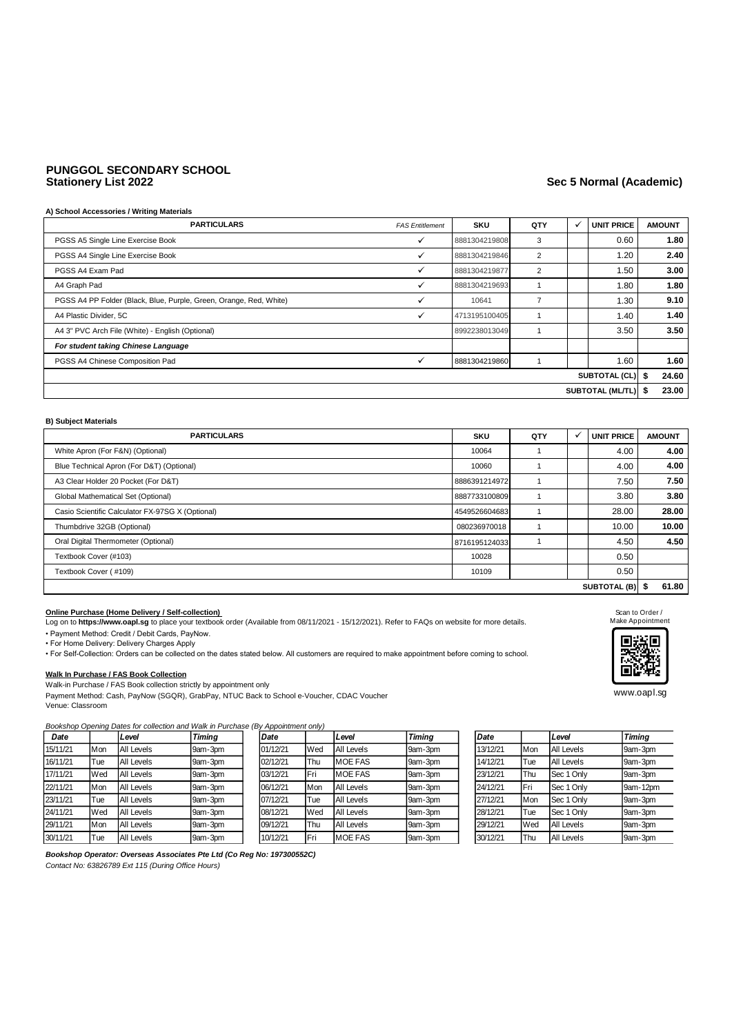**PUNGGOL SECONDARY SCHOOL**
**Stationery List 2022**

**Sec 5 Normal (Academic)**

**A) School Accessories / Writing Materials**

| PARTICULARS | FAS Entitlement | SKU | QTY | ✓ | UNIT PRICE | AMOUNT |
|---|---|---|---|---|---|---|
| PGSS A5 Single Line Exercise Book | ✓ | 8881304219808 | 3 | | 0.60 | **1.80** |
| PGSS A4 Single Line Exercise Book | ✓ | 8881304219846 | 2 | | 1.20 | **2.40** |
| PGSS A4 Exam Pad | ✓ | 8881304219877 | 2 | | 1.50 | **3.00** |
| A4 Graph Pad | ✓ | 8881304219693 | 1 | | 1.80 | **1.80** |
| PGSS A4 PP Folder (Black, Blue, Purple, Green, Orange, Red, White) | ✓ | 10641 | 7 | | 1.30 | **9.10** |
| A4 Plastic Divider, 5C | ✓ | 4713195100405 | 1 | | 1.40 | **1.40** |
| A4 3" PVC Arch File (White) - English (Optional) | | 8992238013049 | 1 | | 3.50 | **3.50** |
| ***For student taking Chinese Language*** | | | | | | |
| PGSS A4 Chinese Composition Pad | ✓ | 8881304219860 | 1 | | 1.60 | **1.60** |
| | | | | | **SUBTOTAL (CL)** | **$ 24.60** |
| | | | | | **SUBTOTAL (ML/TL)** | **$ 23.00** |

**B) Subject Materials**

| PARTICULARS | SKU | QTY | ✓ | UNIT PRICE | AMOUNT |
|---|---|---|---|---|---|
| White Apron (For F&N) (Optional) | 10064 | 1 | | 4.00 | **4.00** |
| Blue Technical Apron (For D&T) (Optional) | 10060 | 1 | | 4.00 | **4.00** |
| A3 Clear Holder 20 Pocket (For D&T) | 8886391214972 | 1 | | 7.50 | **7.50** |
| Global Mathematical Set (Optional) | 8887733100809 | 1 | | 3.80 | **3.80** |
| Casio Scientific Calculator FX-97SG X (Optional) | 4549526604683 | 1 | | 28.00 | **28.00** |
| Thumbdrive 32GB (Optional) | 080236970018 | 1 | | 10.00 | **10.00** |
| Oral Digital Thermometer (Optional) | 8716195124033 | 1 | | 4.50 | **4.50** |
| Textbook Cover (#103) | 10028 | | | 0.50 | |
| Textbook Cover ( #109) | 10109 | | | 0.50 | |
| | | | | **SUBTOTAL (B)** | **$ 61.80** |

**Online Purchase (Home Delivery / Self-collection)**

Log on to **https://www.oapl.sg** to place your textbook order (Available from 08/11/2021 - 15/12/2021). Refer to FAQs on website for more details.

- Payment Method: Credit / Debit Cards, PayNow.
- For Home Delivery: Delivery Charges Apply
- For Self-Collection: Orders can be collected on the dates stated below. All customers are required to make appointment before coming to school.

Scan to Order / Make Appointment

www.oapl.sg

**Walk In Purchase / FAS Book Collection**

Walk-in Purchase / FAS Book collection strictly by appointment only

Payment Method: Cash, PayNow (SGQR), GrabPay, NTUC Back to School e-Voucher, CDAC Voucher

Venue: Classroom

*Bookshop Opening Dates for collection and Walk in Purchase (By Appointment only)*

| Date | | Level | Timing |
|---|---|---|---|
| 15/11/21 | Mon | All Levels | 9am-3pm |
| 16/11/21 | Tue | All Levels | 9am-3pm |
| 17/11/21 | Wed | All Levels | 9am-3pm |
| 22/11/21 | Mon | All Levels | 9am-3pm |
| 23/11/21 | Tue | All Levels | 9am-3pm |
| 24/11/21 | Wed | All Levels | 9am-3pm |
| 29/11/21 | Mon | All Levels | 9am-3pm |
| 30/11/21 | Tue | All Levels | 9am-3pm |

| Date | | Level | Timing |
|---|---|---|---|
| 01/12/21 | Wed | All Levels | 9am-3pm |
| 02/12/21 | Thu | MOE FAS | 9am-3pm |
| 03/12/21 | Fri | MOE FAS | 9am-3pm |
| 06/12/21 | Mon | All Levels | 9am-3pm |
| 07/12/21 | Tue | All Levels | 9am-3pm |
| 08/12/21 | Wed | All Levels | 9am-3pm |
| 09/12/21 | Thu | All Levels | 9am-3pm |
| 10/12/21 | Fri | MOE FAS | 9am-3pm |

| Date | | Level | Timing |
|---|---|---|---|
| 13/12/21 | Mon | All Levels | 9am-3pm |
| 14/12/21 | Tue | All Levels | 9am-3pm |
| 23/12/21 | Thu | Sec 1 Only | 9am-3pm |
| 24/12/21 | Fri | Sec 1 Only | 9am-12pm |
| 27/12/21 | Mon | Sec 1 Only | 9am-3pm |
| 28/12/21 | Tue | Sec 1 Only | 9am-3pm |
| 29/12/21 | Wed | All Levels | 9am-3pm |
| 30/12/21 | Thu | All Levels | 9am-3pm |

***Bookshop Operator: Overseas Associates Pte Ltd (Co Reg No: 197300552C)***

*Contact No: 63826789 Ext 115 (During Office Hours)*